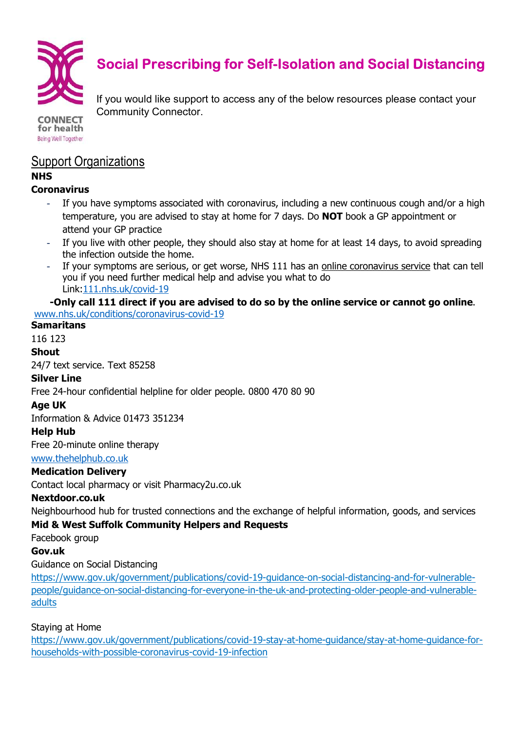CONNECT for health
Being Well Together

# Social Prescribing for Self-Isolation and Social Distancing

If you would like support to access any of the below resources please contact your Community Connector.

## Support Organizations

**NHS**

**Coronavirus**

- If you have symptoms associated with coronavirus, including a new continuous cough and/or a high temperature, you are advised to stay at home for 7 days. Do **NOT** book a GP appointment or attend your GP practice
- If you live with other people, they should also stay at home for at least 14 days, to avoid spreading the infection outside the home.
- If your symptoms are serious, or get worse, NHS 111 has an online coronavirus service that can tell you if you need further medical help and advise you what to do
  Link:111.nhs.uk/covid-19

**-Only call 111 direct if you are advised to do so by the online service or cannot go online**.

www.nhs.uk/conditions/coronavirus-covid-19

**Samaritans**

116 123

**Shout**

24/7 text service. Text 85258

**Silver Line**

Free 24-hour confidential helpline for older people. 0800 470 80 90

**Age UK**

Information & Advice 01473 351234

**Help Hub**

Free 20-minute online therapy

www.thehelphub.co.uk

**Medication Delivery**

Contact local pharmacy or visit Pharmacy2u.co.uk

**Nextdoor.co.uk**

Neighbourhood hub for trusted connections and the exchange of helpful information, goods, and services

**Mid & West Suffolk Community Helpers and Requests**

Facebook group

**Gov.uk**

Guidance on Social Distancing

https://www.gov.uk/government/publications/covid-19-guidance-on-social-distancing-and-for-vulnerable-people/guidance-on-social-distancing-for-everyone-in-the-uk-and-protecting-older-people-and-vulnerable-adults

Staying at Home

https://www.gov.uk/government/publications/covid-19-stay-at-home-guidance/stay-at-home-guidance-for-households-with-possible-coronavirus-covid-19-infection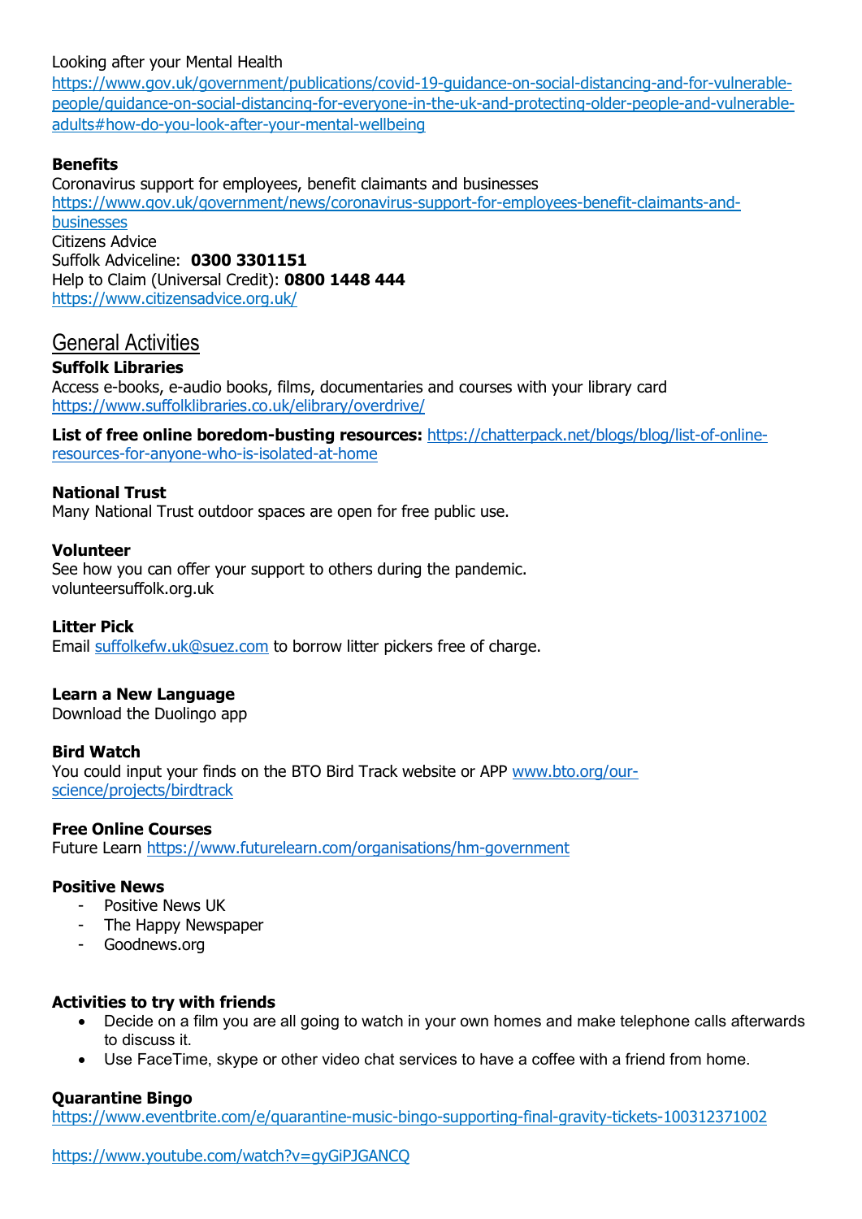Looking after your Mental Health
https://www.gov.uk/government/publications/covid-19-guidance-on-social-distancing-and-for-vulnerable-people/guidance-on-social-distancing-for-everyone-in-the-uk-and-protecting-older-people-and-vulnerable-adults#how-do-you-look-after-your-mental-wellbeing

**Benefits**
Coronavirus support for employees, benefit claimants and businesses
https://www.gov.uk/government/news/coronavirus-support-for-employees-benefit-claimants-and-businesses
Citizens Advice
Suffolk Adviceline: **0300 3301151**
Help to Claim (Universal Credit): **0800 1448 444**
https://www.citizensadvice.org.uk/

## General Activities

**Suffolk Libraries**
Access e-books, e-audio books, films, documentaries and courses with your library card
https://www.suffolklibraries.co.uk/elibrary/overdrive/

**List of free online boredom-busting resources:** https://chatterpack.net/blogs/blog/list-of-online-resources-for-anyone-who-is-isolated-at-home

**National Trust**
Many National Trust outdoor spaces are open for free public use.

**Volunteer**
See how you can offer your support to others during the pandemic.
volunteersuffolk.org.uk

**Litter Pick**
Email suffolkefw.uk@suez.com to borrow litter pickers free of charge.

**Learn a New Language**
Download the Duolingo app

**Bird Watch**
You could input your finds on the BTO Bird Track website or APP www.bto.org/our-science/projects/birdtrack

**Free Online Courses**
Future Learn https://www.futurelearn.com/organisations/hm-government

**Positive News**
- Positive News UK
- The Happy Newspaper
- Goodnews.org

**Activities to try with friends**
- Decide on a film you are all going to watch in your own homes and make telephone calls afterwards to discuss it.
- Use FaceTime, skype or other video chat services to have a coffee with a friend from home.

**Quarantine Bingo**
https://www.eventbrite.com/e/quarantine-music-bingo-supporting-final-gravity-tickets-100312371002

https://www.youtube.com/watch?v=gyGiPJGANCQ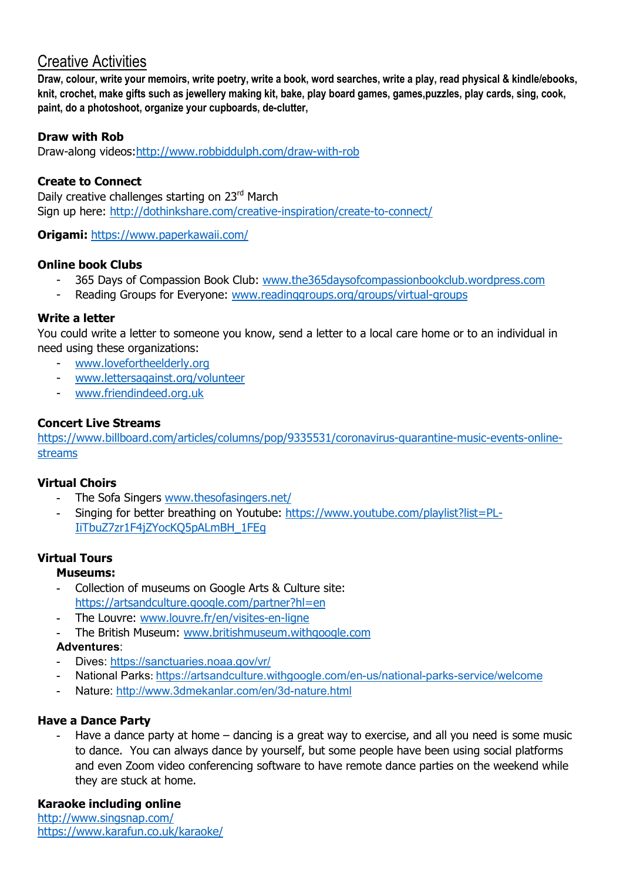# Creative Activities

**Draw, colour, write your memoirs, write poetry, write a book, word searches, write a play, read physical & kindle/ebooks, knit, crochet, make gifts such as jewellery making kit, bake, play board games, games,puzzles, play cards, sing, cook, paint, do a photoshoot, organize your cupboards, de-clutter,**

**Draw with Rob**
Draw-along videos:http://www.robbiddulph.com/draw-with-rob

**Create to Connect**
Daily creative challenges starting on 23rd March
Sign up here: http://dothinkshare.com/creative-inspiration/create-to-connect/

**Origami:** https://www.paperkawaii.com/

**Online book Clubs**

- 365 Days of Compassion Book Club: www.the365daysofcompassionbookclub.wordpress.com
- Reading Groups for Everyone: www.readinggroups.org/groups/virtual-groups

**Write a letter**
You could write a letter to someone you know, send a letter to a local care home or to an individual in need using these organizations:

- www.lovefortheelderly.org
- www.lettersagainst.org/volunteer
- www.friendindeed.org.uk

**Concert Live Streams**
https://www.billboard.com/articles/columns/pop/9335531/coronavirus-quarantine-music-events-online-streams

**Virtual Choirs**

- The Sofa Singers www.thesofasingers.net/
- Singing for better breathing on Youtube: https://www.youtube.com/playlist?list=PL-IiTbuZ7zr1F4jZYocKQ5pALmBH_1FEg

**Virtual Tours**

**Museums:**

- Collection of museums on Google Arts & Culture site: https://artsandculture.google.com/partner?hl=en
- The Louvre: www.louvre.fr/en/visites-en-ligne
- The British Museum: www.britishmuseum.withgoogle.com

**Adventures**:

- Dives: https://sanctuaries.noaa.gov/vr/
- National Parks: https://artsandculture.withgoogle.com/en-us/national-parks-service/welcome
- Nature: http://www.3dmekanlar.com/en/3d-nature.html

**Have a Dance Party**

- Have a dance party at home – dancing is a great way to exercise, and all you need is some music to dance. You can always dance by yourself, but some people have been using social platforms and even Zoom video conferencing software to have remote dance parties on the weekend while they are stuck at home.

**Karaoke including online**
http://www.singsnap.com/
https://www.karafun.co.uk/karaoke/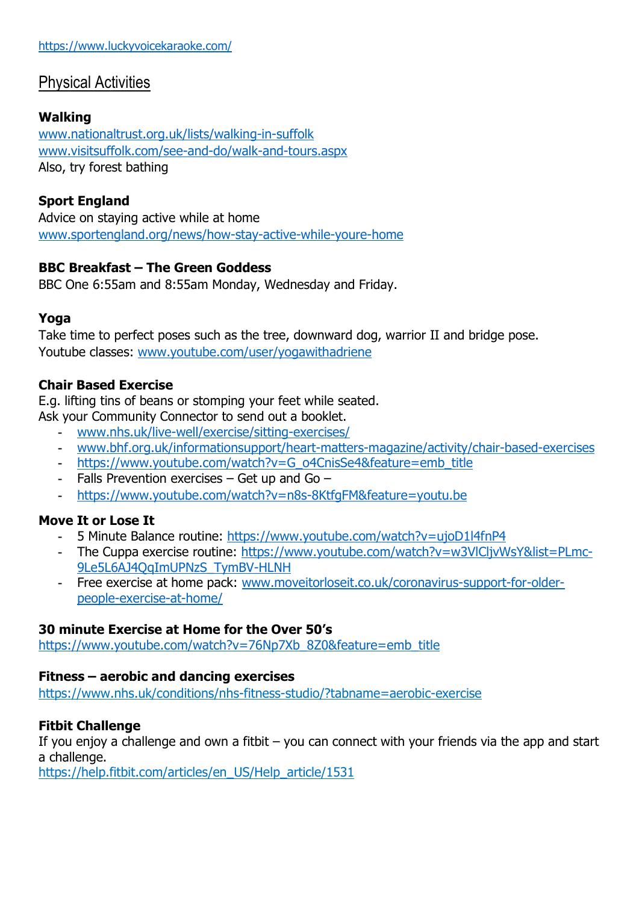https://www.luckyvoicekaraoke.com/

## Physical Activities

**Walking**
www.nationaltrust.org.uk/lists/walking-in-suffolk
www.visitsuffolk.com/see-and-do/walk-and-tours.aspx
Also, try forest bathing

**Sport England**
Advice on staying active while at home
www.sportengland.org/news/how-stay-active-while-youre-home

**BBC Breakfast – The Green Goddess**
BBC One 6:55am and 8:55am Monday, Wednesday and Friday.

**Yoga**
Take time to perfect poses such as the tree, downward dog, warrior II and bridge pose.
Youtube classes: www.youtube.com/user/yogawithadriene

**Chair Based Exercise**
E.g. lifting tins of beans or stomping your feet while seated.
Ask your Community Connector to send out a booklet.

- www.nhs.uk/live-well/exercise/sitting-exercises/
- www.bhf.org.uk/informationsupport/heart-matters-magazine/activity/chair-based-exercises
- https://www.youtube.com/watch?v=G_o4CnisSe4&feature=emb_title
- Falls Prevention exercises – Get up and Go –
- https://www.youtube.com/watch?v=n8s-8KtfgFM&feature=youtu.be

**Move It or Lose It**

- 5 Minute Balance routine: https://www.youtube.com/watch?v=ujoD1l4fnP4
- The Cuppa exercise routine: https://www.youtube.com/watch?v=w3VlCljvWsY&list=PLmc-9Le5L6AJ4QqImUPNzS_TymBV-HLNH
- Free exercise at home pack: www.moveitorloseit.co.uk/coronavirus-support-for-older-people-exercise-at-home/

**30 minute Exercise at Home for the Over 50's**
https://www.youtube.com/watch?v=76Np7Xb_8Z0&feature=emb_title

**Fitness – aerobic and dancing exercises**
https://www.nhs.uk/conditions/nhs-fitness-studio/?tabname=aerobic-exercise

**Fitbit Challenge**
If you enjoy a challenge and own a fitbit – you can connect with your friends via the app and start a challenge.
https://help.fitbit.com/articles/en_US/Help_article/1531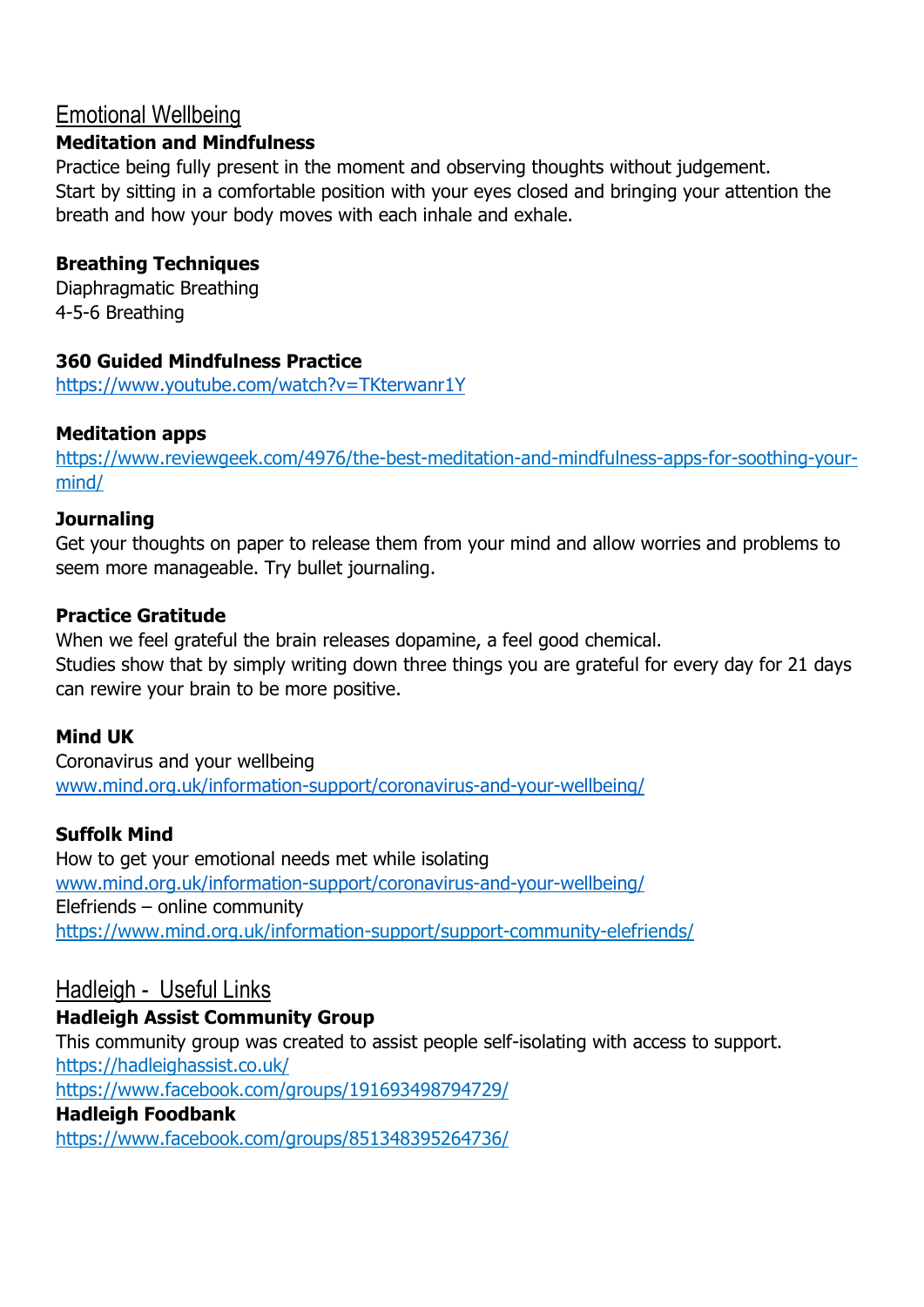## Emotional Wellbeing

**Meditation and Mindfulness**

Practice being fully present in the moment and observing thoughts without judgement.
Start by sitting in a comfortable position with your eyes closed and bringing your attention the breath and how your body moves with each inhale and exhale.

**Breathing Techniques**

Diaphragmatic Breathing
4-5-6 Breathing

**360 Guided Mindfulness Practice**

https://www.youtube.com/watch?v=TKterwanr1Y

**Meditation apps**

https://www.reviewgeek.com/4976/the-best-meditation-and-mindfulness-apps-for-soothing-your-mind/

**Journaling**

Get your thoughts on paper to release them from your mind and allow worries and problems to seem more manageable. Try bullet journaling.

**Practice Gratitude**

When we feel grateful the brain releases dopamine, a feel good chemical.
Studies show that by simply writing down three things you are grateful for every day for 21 days can rewire your brain to be more positive.

**Mind UK**

Coronavirus and your wellbeing
www.mind.org.uk/information-support/coronavirus-and-your-wellbeing/

**Suffolk Mind**

How to get your emotional needs met while isolating
www.mind.org.uk/information-support/coronavirus-and-your-wellbeing/
Elefriends – online community
https://www.mind.org.uk/information-support/support-community-elefriends/

## Hadleigh - Useful Links

**Hadleigh Assist Community Group**

This community group was created to assist people self-isolating with access to support.
https://hadleighassist.co.uk/
https://www.facebook.com/groups/191693498794729/

**Hadleigh Foodbank**

https://www.facebook.com/groups/851348395264736/